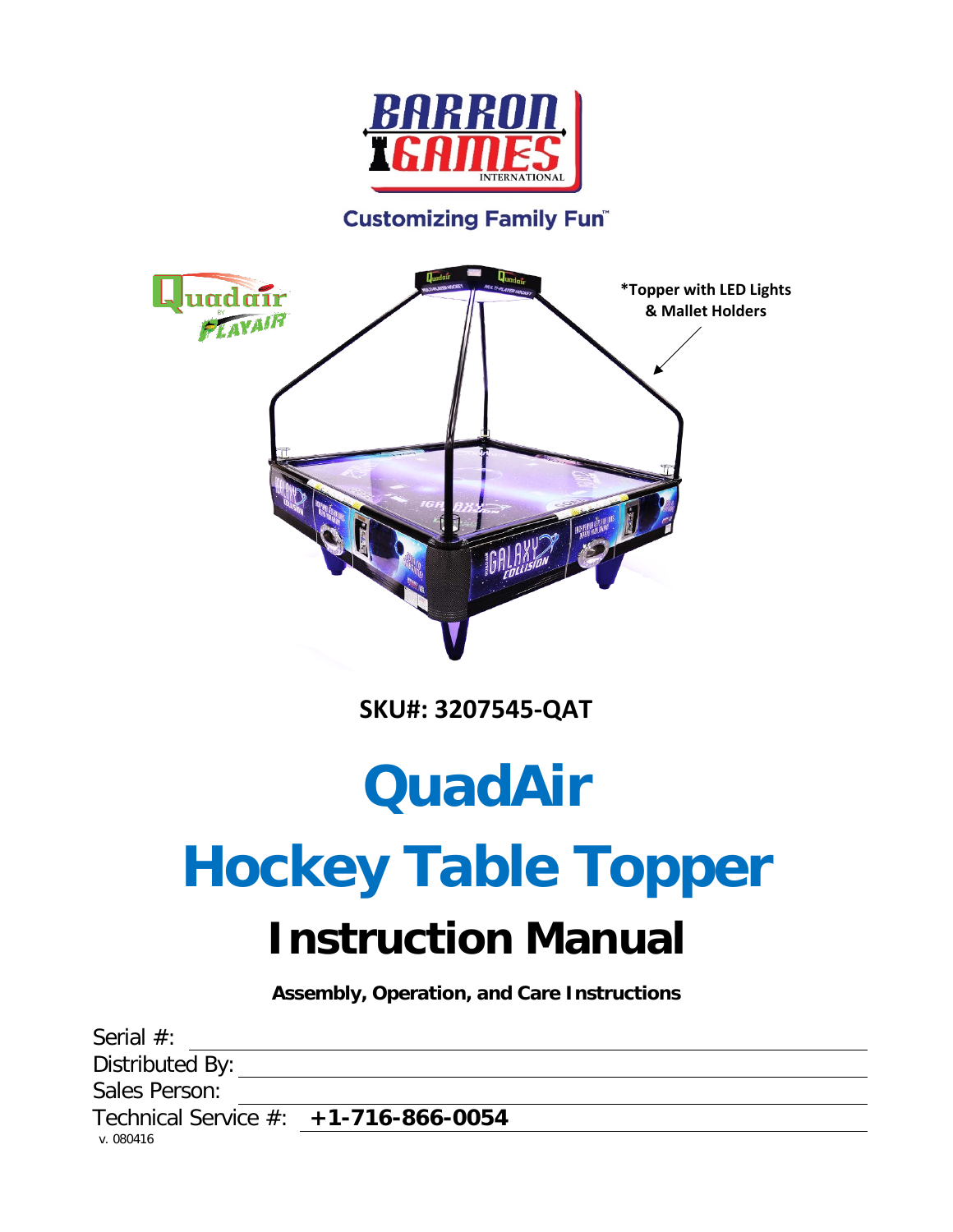Customizing Family Fun™

*Topper with LED Lights & Mallet Holders

**SKU#: 3207545-QAT**

# QuadAir

# Hockey Table Topper

# Instruction Manual

**Assembly, Operation, and Care Instructions**

Serial #: ______________________

Distributed By: ______________________

Sales Person: ______________________

Technical Service #: **+1-716-866-0054**

v. 080416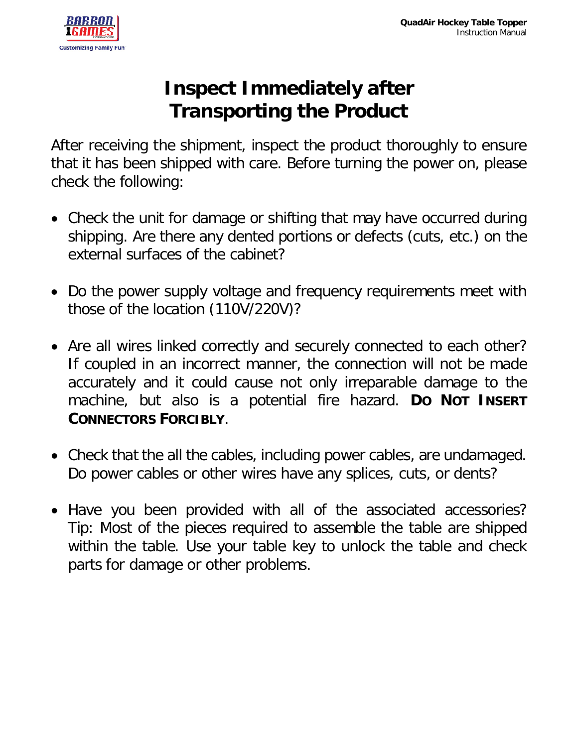# Inspect Immediately after Transporting the Product

After receiving the shipment, inspect the product thoroughly to ensure that it has been shipped with care. Before turning the power on, please check the following:

- Check the unit for damage or shifting that may have occurred during shipping. Are there any dented portions or defects (cuts, etc.) on the external surfaces of the cabinet?
- Do the power supply voltage and frequency requirements meet with those of the location (110V/220V)?
- Are all wires linked correctly and securely connected to each other? If coupled in an incorrect manner, the connection will not be made accurately and it could cause not only irreparable damage to the machine, but also is a potential fire hazard. **DO NOT INSERT CONNECTORS FORCIBLY**.
- Check that the all the cables, including power cables, are undamaged. Do power cables or other wires have any splices, cuts, or dents?
- Have you been provided with all of the associated accessories? Tip: Most of the pieces required to assemble the table are shipped within the table. Use your table key to unlock the table and check parts for damage or other problems.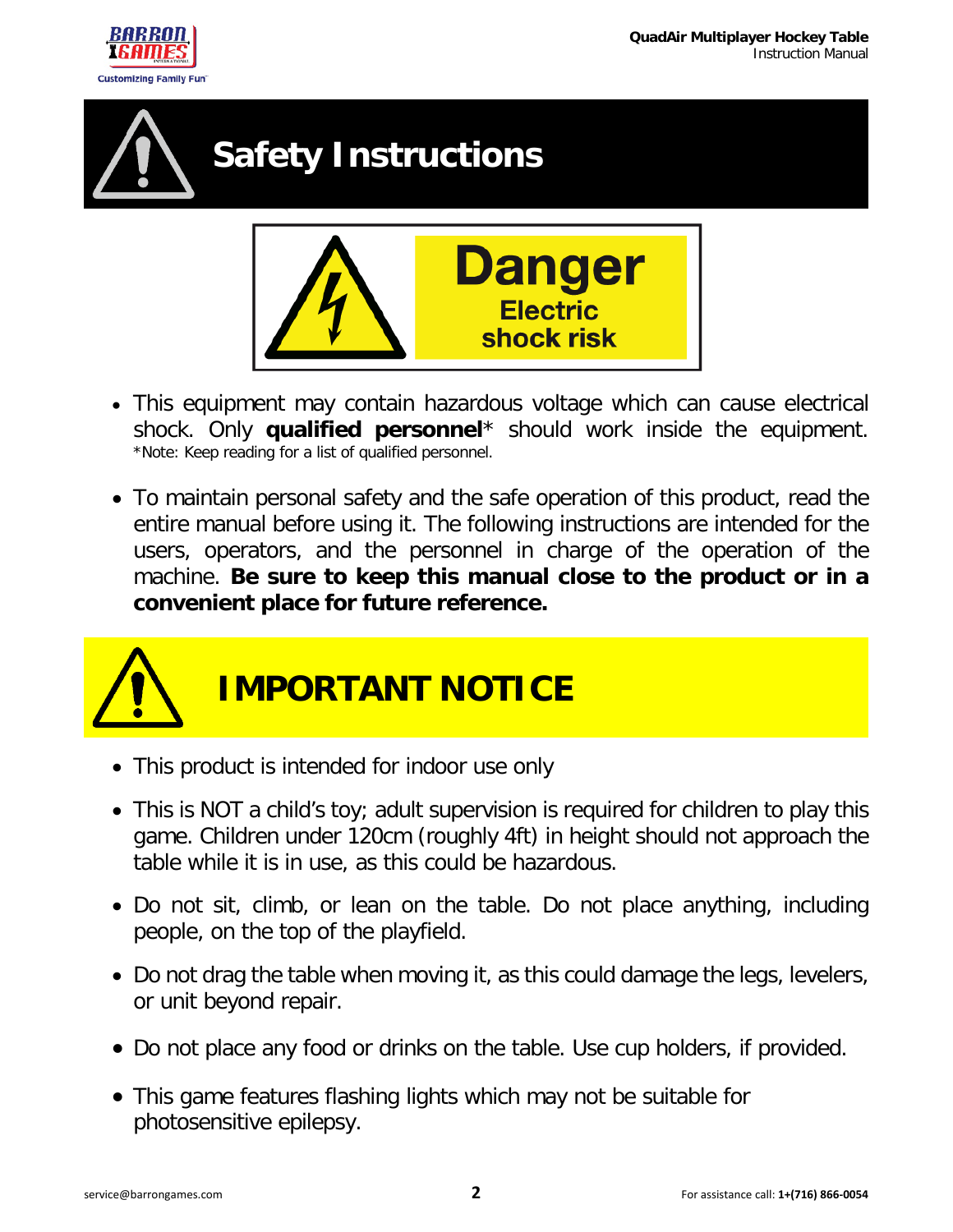# Safety Instructions

**Danger**
**Electric shock risk**

- This equipment may contain hazardous voltage which can cause electrical shock. Only **qualified personnel*** should work inside the equipment. *Note: Keep reading for a list of qualified personnel.

- To maintain personal safety and the safe operation of this product, read the entire manual before using it. The following instructions are intended for the users, operators, and the personnel in charge of the operation of the machine. **Be sure to keep this manual close to the product or in a convenient place for future reference.**

# IMPORTANT NOTICE

- This product is intended for indoor use only

- This is NOT a child's toy; adult supervision is required for children to play this game. Children under 120cm (roughly 4ft) in height should not approach the table while it is in use, as this could be hazardous.

- Do not sit, climb, or lean on the table. Do not place anything, including people, on the top of the playfield.

- Do not drag the table when moving it, as this could damage the legs, levelers, or unit beyond repair.

- Do not place any food or drinks on the table. Use cup holders, if provided.

- This game features flashing lights which may not be suitable for photosensitive epilepsy.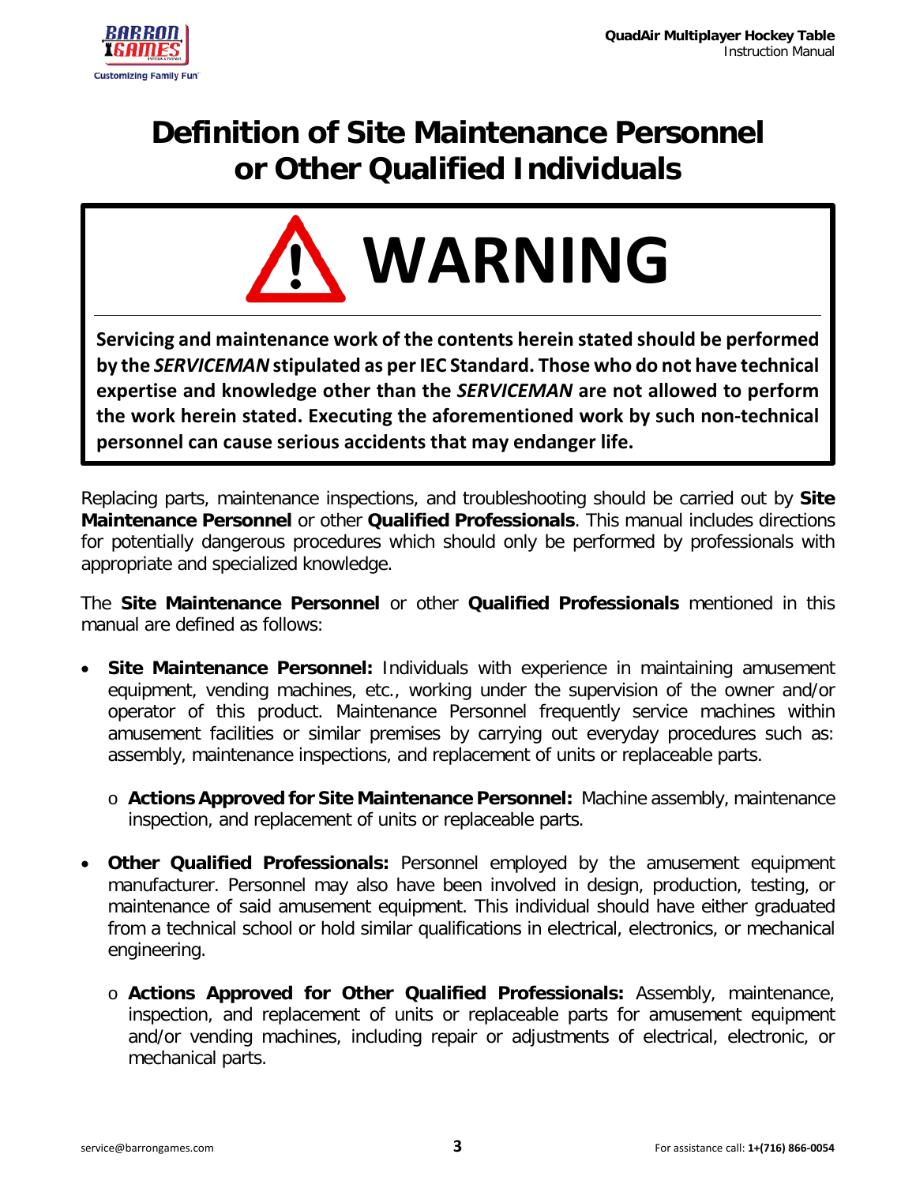# Definition of Site Maintenance Personnel or Other Qualified Individuals

## ⚠ WARNING

**Servicing and maintenance work of the contents herein stated should be performed by the *SERVICEMAN* stipulated as per IEC Standard. Those who do not have technical expertise and knowledge other than the *SERVICEMAN* are not allowed to perform the work herein stated. Executing the aforementioned work by such non-technical personnel can cause serious accidents that may endanger life.**

Replacing parts, maintenance inspections, and troubleshooting should be carried out by **Site Maintenance Personnel** or other **Qualified Professionals**. This manual includes directions for potentially dangerous procedures which should only be performed by professionals with appropriate and specialized knowledge.

The **Site Maintenance Personnel** or other **Qualified Professionals** mentioned in this manual are defined as follows:

- **Site Maintenance Personnel:** Individuals with experience in maintaining amusement equipment, vending machines, etc., working under the supervision of the owner and/or operator of this product. Maintenance Personnel frequently service machines within amusement facilities or similar premises by carrying out everyday procedures such as: assembly, maintenance inspections, and replacement of units or replaceable parts.
  - **Actions Approved for Site Maintenance Personnel:** Machine assembly, maintenance inspection, and replacement of units or replaceable parts.
- **Other Qualified Professionals:** Personnel employed by the amusement equipment manufacturer. Personnel may also have been involved in design, production, testing, or maintenance of said amusement equipment. This individual should have either graduated from a technical school or hold similar qualifications in electrical, electronics, or mechanical engineering.
  - **Actions Approved for Other Qualified Professionals:** Assembly, maintenance, inspection, and replacement of units or replaceable parts for amusement equipment and/or vending machines, including repair or adjustments of electrical, electronic, or mechanical parts.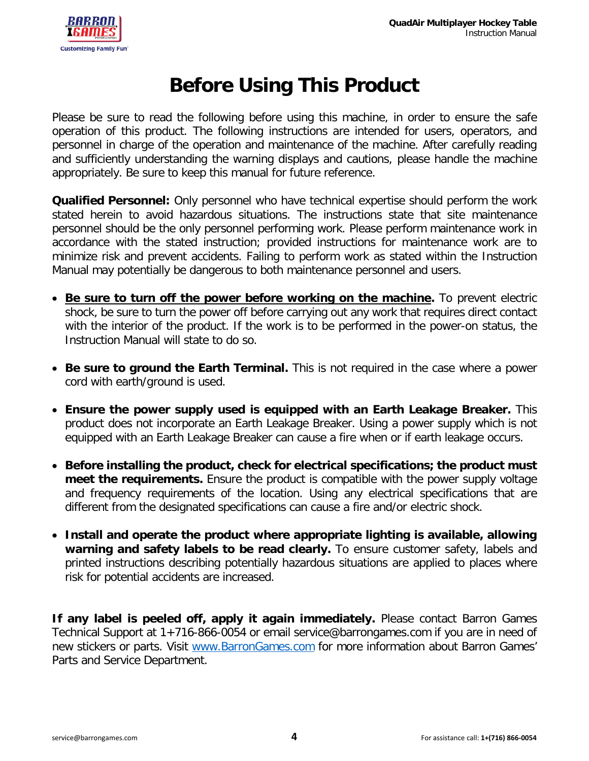# Before Using This Product

Please be sure to read the following before using this machine, in order to ensure the safe operation of this product. The following instructions are intended for users, operators, and personnel in charge of the operation and maintenance of the machine. After carefully reading and sufficiently understanding the warning displays and cautions, please handle the machine appropriately. Be sure to keep this manual for future reference.

**Qualified Personnel:** Only personnel who have technical expertise should perform the work stated herein to avoid hazardous situations. The instructions state that site maintenance personnel should be the only personnel performing work. Please perform maintenance work in accordance with the stated instruction; provided instructions for maintenance work are to minimize risk and prevent accidents. Failing to perform work as stated within the Instruction Manual may potentially be dangerous to both maintenance personnel and users.

- **Be sure to turn off the power before working on the machine.** To prevent electric shock, be sure to turn the power off before carrying out any work that requires direct contact with the interior of the product. If the work is to be performed in the power-on status, the Instruction Manual will state to do so.
- **Be sure to ground the Earth Terminal.** This is not required in the case where a power cord with earth/ground is used.
- **Ensure the power supply used is equipped with an Earth Leakage Breaker.** This product does not incorporate an Earth Leakage Breaker. Using a power supply which is not equipped with an Earth Leakage Breaker can cause a fire when or if earth leakage occurs.
- **Before installing the product, check for electrical specifications; the product must meet the requirements.** Ensure the product is compatible with the power supply voltage and frequency requirements of the location. Using any electrical specifications that are different from the designated specifications can cause a fire and/or electric shock.
- **Install and operate the product where appropriate lighting is available, allowing warning and safety labels to be read clearly.** To ensure customer safety, labels and printed instructions describing potentially hazardous situations are applied to places where risk for potential accidents are increased.

**If any label is peeled off, apply it again immediately.** Please contact Barron Games Technical Support at 1+716-866-0054 or email service@barrongames.com if you are in need of new stickers or parts. Visit [www.BarronGames.com](http://www.BarronGames.com) for more information about Barron Games' Parts and Service Department.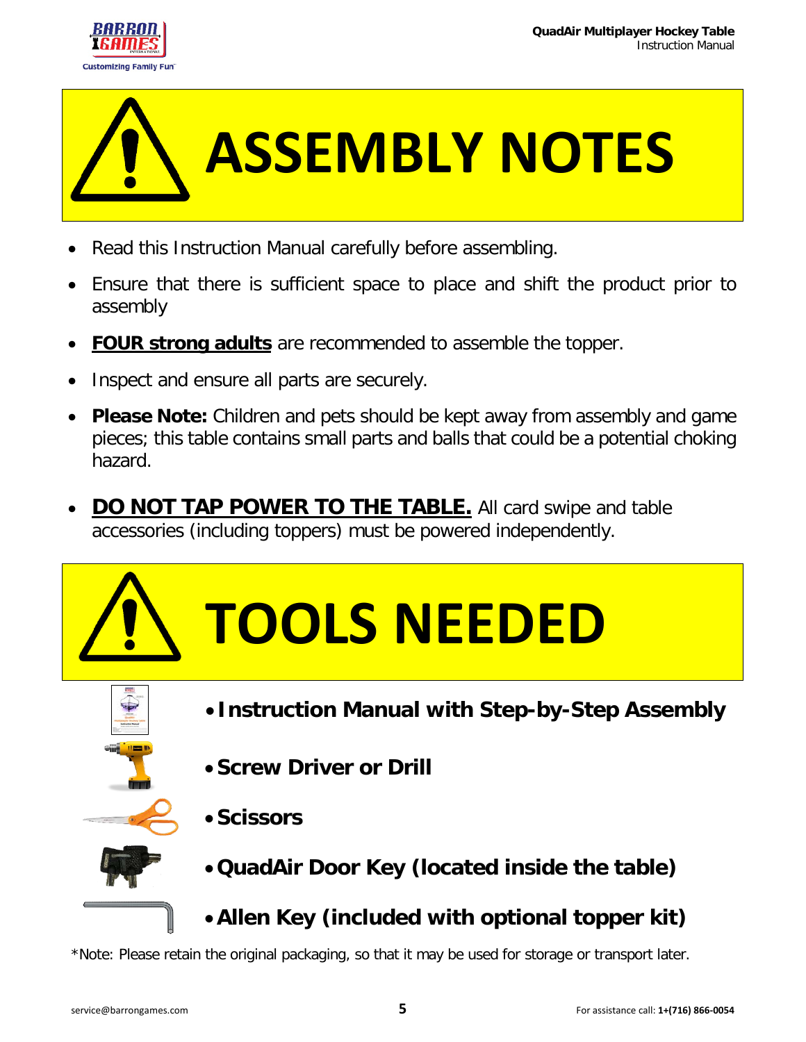# ASSEMBLY NOTES

- Read this Instruction Manual carefully before assembling.
- Ensure that there is sufficient space to place and shift the product prior to assembly
- **FOUR strong adults** are recommended to assemble the topper.
- Inspect and ensure all parts are securely.
- **Please Note:** Children and pets should be kept away from assembly and game pieces; this table contains small parts and balls that could be a potential choking hazard.
- **DO NOT TAP POWER TO THE TABLE.** All card swipe and table accessories (including toppers) must be powered independently.

# TOOLS NEEDED

- **Instruction Manual with Step-by-Step Assembly**
- **Screw Driver or Drill**
- **Scissors**
- **QuadAir Door Key (located inside the table)**
- **Allen Key (included with optional topper kit)**

*Note: Please retain the original packaging, so that it may be used for storage or transport later.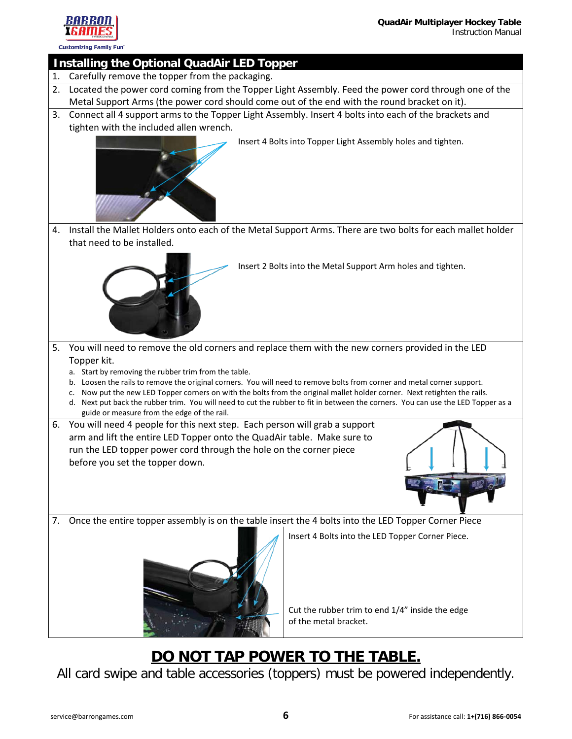## Installing the Optional QuadAir LED Topper

1. Carefully remove the topper from the packaging.
2. Located the power cord coming from the Topper Light Assembly. Feed the power cord through one of the Metal Support Arms (the power cord should come out of the end with the round bracket on it).
3. Connect all 4 support arms to the Topper Light Assembly. Insert 4 bolts into each of the brackets and tighten with the included allen wrench.

   Insert 4 Bolts into Topper Light Assembly holes and tighten.

4. Install the Mallet Holders onto each of the Metal Support Arms. There are two bolts for each mallet holder that need to be installed.

   Insert 2 Bolts into the Metal Support Arm holes and tighten.

5. You will need to remove the old corners and replace them with the new corners provided in the LED Topper kit.
   a. Start by removing the rubber trim from the table.
   b. Loosen the rails to remove the original corners. You will need to remove bolts from corner and metal corner support.
   c. Now put the new LED Topper corners on with the bolts from the original mallet holder corner. Next retighten the rails.
   d. Next put back the rubber trim. You will need to cut the rubber to fit in between the corners. You can use the LED Topper as a guide or measure from the edge of the rail.
6. You will need 4 people for this next step. Each person will grab a support arm and lift the entire LED Topper onto the QuadAir table. Make sure to run the LED topper power cord through the hole on the corner piece before you set the topper down.
7. Once the entire topper assembly is on the table insert the 4 bolts into the LED Topper Corner Piece

   Insert 4 Bolts into the LED Topper Corner Piece.

   Cut the rubber trim to end 1/4" inside the edge of the metal bracket.

# DO NOT TAP POWER TO THE TABLE.

All card swipe and table accessories (toppers) must be powered independently.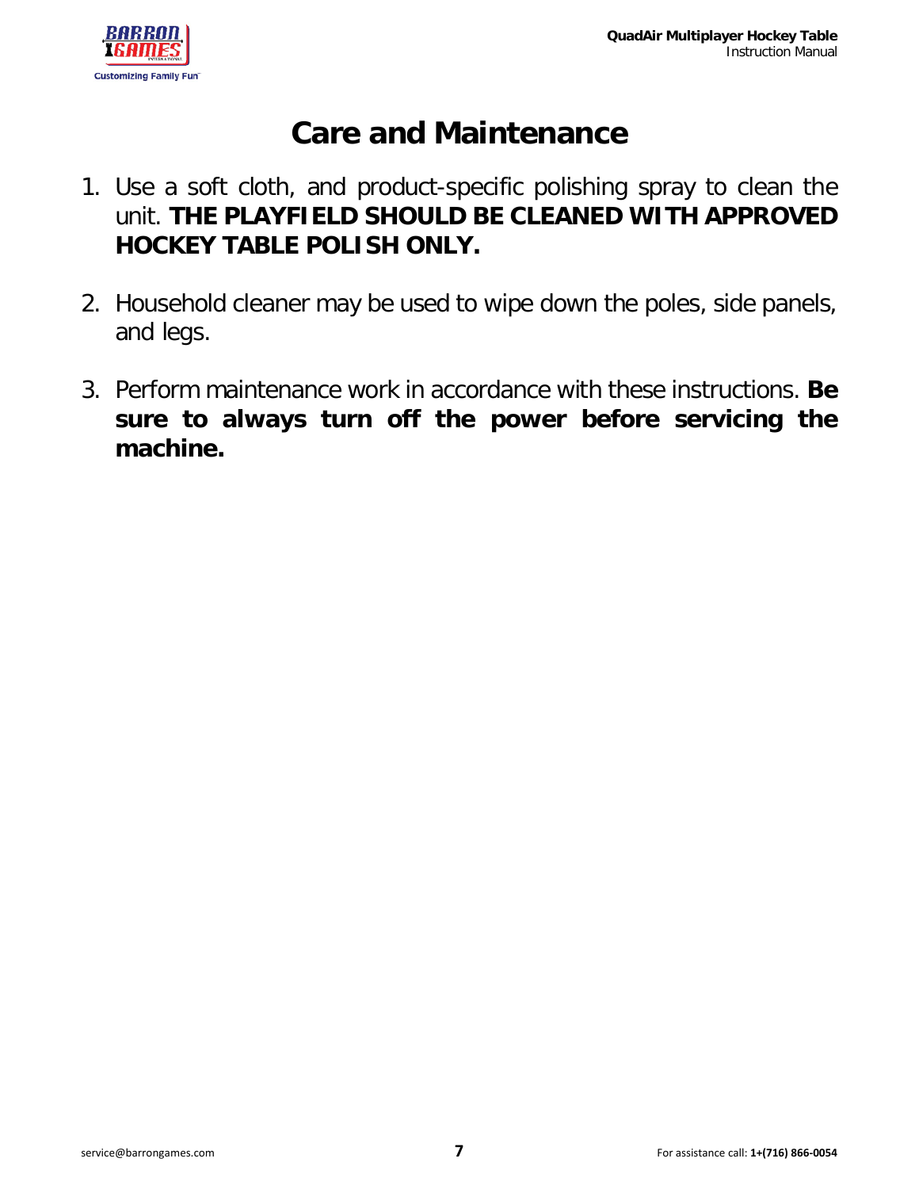# Care and Maintenance

1. Use a soft cloth, and product-specific polishing spray to clean the unit. **THE PLAYFIELD SHOULD BE CLEANED WITH APPROVED HOCKEY TABLE POLISH ONLY.**

2. Household cleaner may be used to wipe down the poles, side panels, and legs.

3. Perform maintenance work in accordance with these instructions. **Be sure to always turn off the power before servicing the machine.**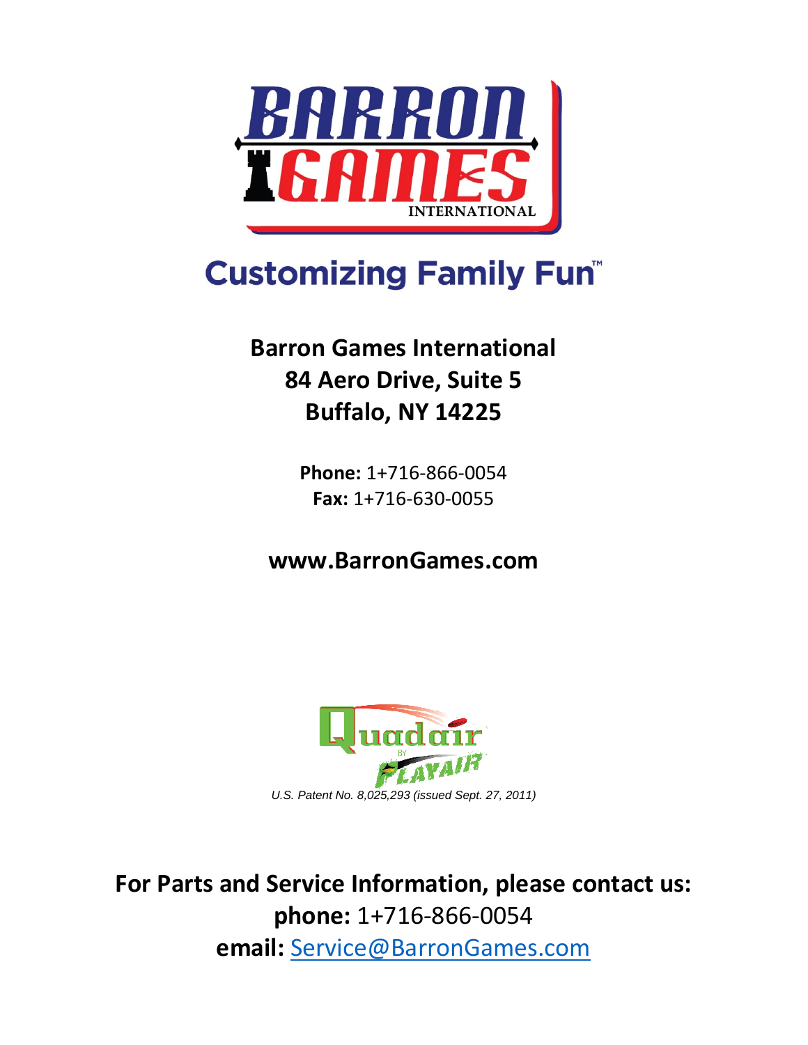# BARRON GAMES INTERNATIONAL

## Customizing Family Fun™

**Barron Games International**
**84 Aero Drive, Suite 5**
**Buffalo, NY 14225**

**Phone:** 1+716-866-0054
**Fax:** 1+716-630-0055

**www.BarronGames.com**

Quadair BY PLAYAIR

*U.S. Patent No. 8,025,293 (issued Sept. 27, 2011)*

**For Parts and Service Information, please contact us:**
**phone:** 1+716-866-0054
**email:** Service@BarronGames.com